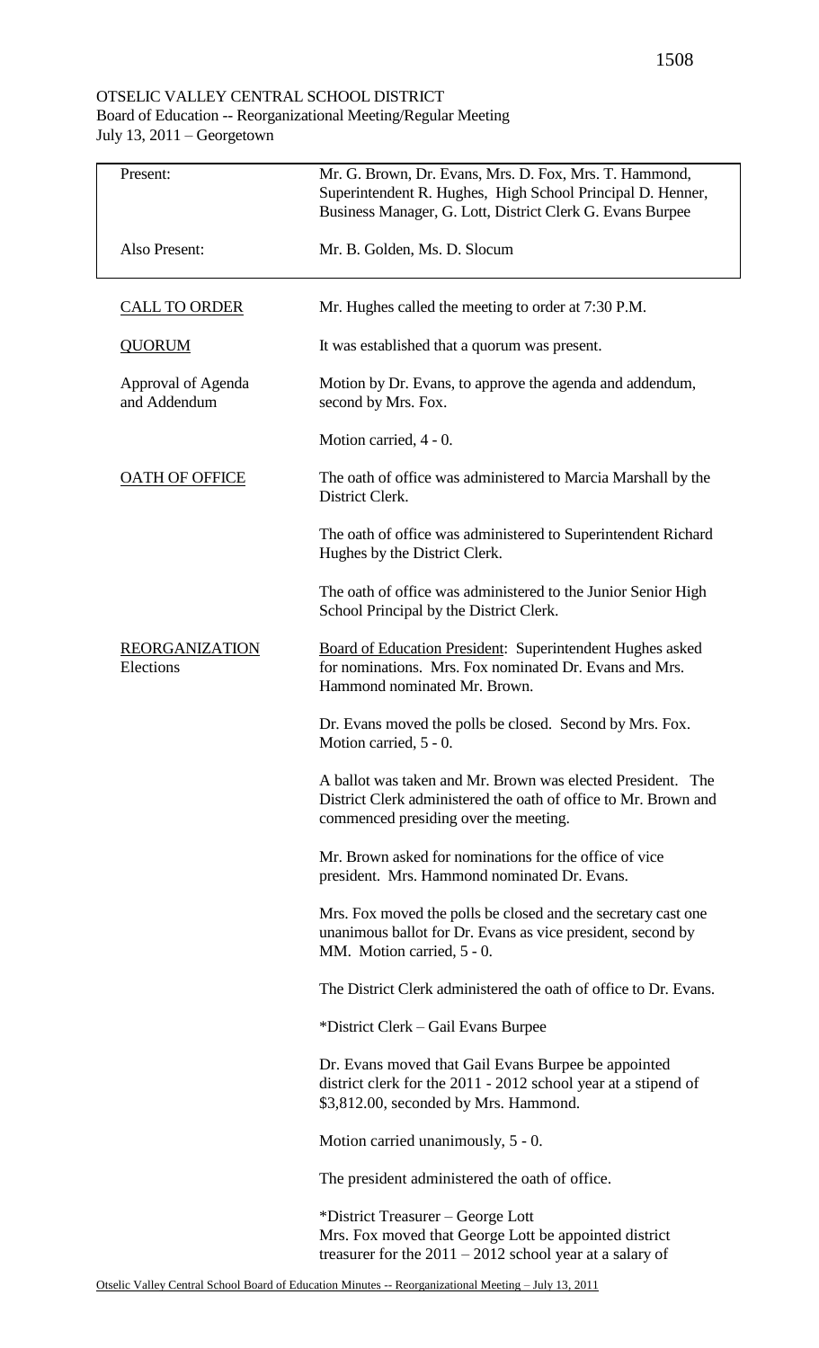OTSELIC VALLEY CENTRAL SCHOOL DISTRICT
Board of Education -- Reorganizational Meeting/Regular Meeting
July 13, 2011 – Georgetown

| Present: | Mr. G. Brown, Dr. Evans, Mrs. D. Fox, Mrs. T. Hammond, Superintendent R. Hughes, High School Principal D. Henner, Business Manager, G. Lott, District Clerk G. Evans Burpee |
|---|---|
| Also Present: | Mr. B. Golden, Ms. D. Slocum |

<u>CALL TO ORDER</u>

Mr. Hughes called the meeting to order at 7:30 P.M.

<u>QUORUM</u>

It was established that a quorum was present.

Approval of Agenda and Addendum

Motion by Dr. Evans, to approve the agenda and addendum, second by Mrs. Fox.

Motion carried, 4 - 0.

<u>OATH OF OFFICE</u>

The oath of office was administered to Marcia Marshall by the District Clerk.

The oath of office was administered to Superintendent Richard Hughes by the District Clerk.

The oath of office was administered to the Junior Senior High School Principal by the District Clerk.

<u>REORGANIZATION</u>
Elections

<u>Board of Education President</u>: Superintendent Hughes asked for nominations. Mrs. Fox nominated Dr. Evans and Mrs. Hammond nominated Mr. Brown.

Dr. Evans moved the polls be closed. Second by Mrs. Fox. Motion carried, 5 - 0.

A ballot was taken and Mr. Brown was elected President. The District Clerk administered the oath of office to Mr. Brown and commenced presiding over the meeting.

Mr. Brown asked for nominations for the office of vice president. Mrs. Hammond nominated Dr. Evans.

Mrs. Fox moved the polls be closed and the secretary cast one unanimous ballot for Dr. Evans as vice president, second by MM. Motion carried, 5 - 0.

The District Clerk administered the oath of office to Dr. Evans.

*District Clerk – Gail Evans Burpee

Dr. Evans moved that Gail Evans Burpee be appointed district clerk for the 2011 - 2012 school year at a stipend of $3,812.00, seconded by Mrs. Hammond.

Motion carried unanimously, 5 - 0.

The president administered the oath of office.

*District Treasurer – George Lott
Mrs. Fox moved that George Lott be appointed district treasurer for the 2011 – 2012 school year at a salary of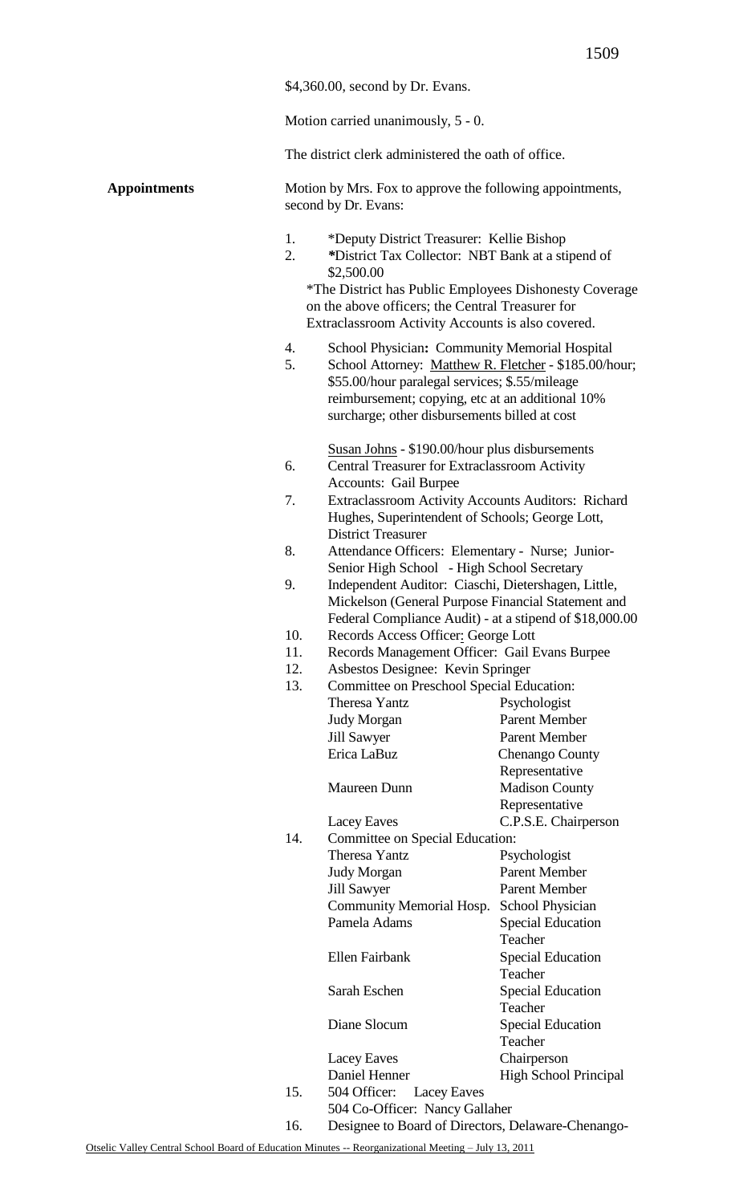$4,360.00, second by Dr. Evans.

Motion carried unanimously, 5 - 0.

The district clerk administered the oath of office.

**Appointments**

Motion by Mrs. Fox to approve the following appointments, second by Dr. Evans:

1. *Deputy District Treasurer: Kellie Bishop
2. *District Tax Collector: NBT Bank at a stipend of $2,500.00

*The District has Public Employees Dishonesty Coverage on the above officers; the Central Treasurer for Extraclassroom Activity Accounts is also covered.

4. School Physician**:** Community Memorial Hospital
5. School Attorney: Matthew R. Fletcher - $185.00/hour; $55.00/hour paralegal services; $.55/mileage reimbursement; copying, etc at an additional 10% surcharge; other disbursements billed at cost

   Susan Johns - $190.00/hour plus disbursements
6. Central Treasurer for Extraclassroom Activity Accounts: Gail Burpee
7. Extraclassroom Activity Accounts Auditors: Richard Hughes, Superintendent of Schools; George Lott, District Treasurer
8. Attendance Officers: Elementary - Nurse; Junior-Senior High School - High School Secretary
9. Independent Auditor: Ciaschi, Dietershagen, Little, Mickelson (General Purpose Financial Statement and Federal Compliance Audit) - at a stipend of $18,000.00
10. Records Access Officer: George Lott
11. Records Management Officer: Gail Evans Burpee
12. Asbestos Designee: Kevin Springer
13. Committee on Preschool Special Education:

| | |
|---|---|
| Theresa Yantz | Psychologist |
| Judy Morgan | Parent Member |
| Jill Sawyer | Parent Member |
| Erica LaBuz | Chenango County Representative |
| Maureen Dunn | Madison County Representative |
| Lacey Eaves | C.P.S.E. Chairperson |

14. Committee on Special Education:

| | |
|---|---|
| Theresa Yantz | Psychologist |
| Judy Morgan | Parent Member |
| Jill Sawyer | Parent Member |
| Community Memorial Hosp. | School Physician |
| Pamela Adams | Special Education Teacher |
| Ellen Fairbank | Special Education Teacher |
| Sarah Eschen | Special Education Teacher |
| Diane Slocum | Special Education Teacher |
| Lacey Eaves | Chairperson |
| Daniel Henner | High School Principal |

15. 504 Officer: Lacey Eaves

    504 Co-Officer: Nancy Gallaher
16. Designee to Board of Directors, Delaware-Chenango-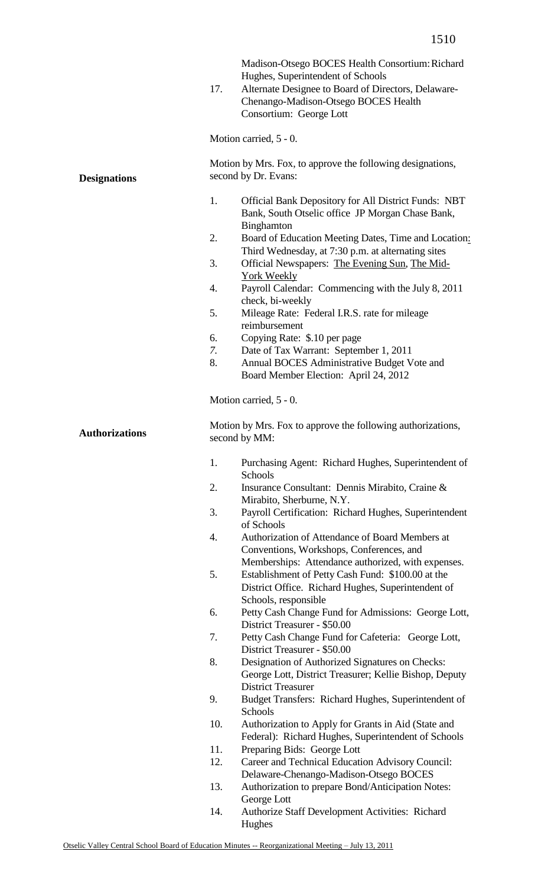Madison-Otsego BOCES Health Consortium: Richard Hughes, Superintendent of Schools

17. Alternate Designee to Board of Directors, Delaware-Chenango-Madison-Otsego BOCES Health Consortium: George Lott

Motion carried, 5 - 0.

**Designations**

Motion by Mrs. Fox, to approve the following designations, second by Dr. Evans:

1. Official Bank Depository for All District Funds: NBT Bank, South Otselic office JP Morgan Chase Bank, Binghamton
2. Board of Education Meeting Dates, Time and Location: Third Wednesday, at 7:30 p.m. at alternating sites
3. Official Newspapers: The Evening Sun, The Mid-York Weekly
4. Payroll Calendar: Commencing with the July 8, 2011 check, bi-weekly
5. Mileage Rate: Federal I.R.S. rate for mileage reimbursement
6. Copying Rate: $.10 per page
7. Date of Tax Warrant: September 1, 2011
8. Annual BOCES Administrative Budget Vote and Board Member Election: April 24, 2012

Motion carried, 5 - 0.

**Authorizations**

Motion by Mrs. Fox to approve the following authorizations, second by MM:

1. Purchasing Agent: Richard Hughes, Superintendent of Schools
2. Insurance Consultant: Dennis Mirabito, Craine & Mirabito, Sherburne, N.Y.
3. Payroll Certification: Richard Hughes, Superintendent of Schools
4. Authorization of Attendance of Board Members at Conventions, Workshops, Conferences, and Memberships: Attendance authorized, with expenses.
5. Establishment of Petty Cash Fund: $100.00 at the District Office. Richard Hughes, Superintendent of Schools, responsible
6. Petty Cash Change Fund for Admissions: George Lott, District Treasurer - $50.00
7. Petty Cash Change Fund for Cafeteria: George Lott, District Treasurer - $50.00
8. Designation of Authorized Signatures on Checks: George Lott, District Treasurer; Kellie Bishop, Deputy District Treasurer
9. Budget Transfers: Richard Hughes, Superintendent of Schools
10. Authorization to Apply for Grants in Aid (State and Federal): Richard Hughes, Superintendent of Schools
11. Preparing Bids: George Lott
12. Career and Technical Education Advisory Council: Delaware-Chenango-Madison-Otsego BOCES
13. Authorization to prepare Bond/Anticipation Notes: George Lott
14. Authorize Staff Development Activities: Richard Hughes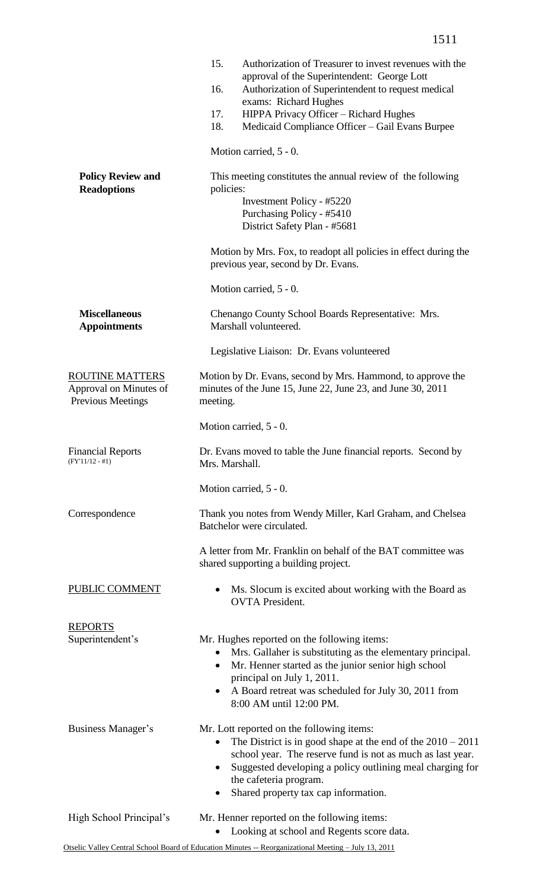15. Authorization of Treasurer to invest revenues with the approval of the Superintendent: George Lott
16. Authorization of Superintendent to request medical exams: Richard Hughes
17. HIPPA Privacy Officer – Richard Hughes
18. Medicaid Compliance Officer – Gail Evans Burpee

Motion carried, 5 - 0.

**Policy Review and Readoptions**

This meeting constitutes the annual review of the following policies:

Investment Policy - #5220
Purchasing Policy - #5410
District Safety Plan - #5681

Motion by Mrs. Fox, to readopt all policies in effect during the previous year, second by Dr. Evans.

Motion carried, 5 - 0.

**Miscellaneous Appointments**

Chenango County School Boards Representative: Mrs. Marshall volunteered.

Legislative Liaison: Dr. Evans volunteered

ROUTINE MATTERS

Approval on Minutes of Previous Meetings

Motion by Dr. Evans, second by Mrs. Hammond, to approve the minutes of the June 15, June 22, June 23, and June 30, 2011 meeting.

Motion carried, 5 - 0.

Financial Reports (FY'11/12 - #1)

Dr. Evans moved to table the June financial reports. Second by Mrs. Marshall.

Motion carried, 5 - 0.

Correspondence

Thank you notes from Wendy Miller, Karl Graham, and Chelsea Batchelor were circulated.

A letter from Mr. Franklin on behalf of the BAT committee was shared supporting a building project.

PUBLIC COMMENT

- Ms. Slocum is excited about working with the Board as OVTA President.

REPORTS

Superintendent's

Mr. Hughes reported on the following items:

- Mrs. Gallaher is substituting as the elementary principal.
- Mr. Henner started as the junior senior high school principal on July 1, 2011.
- A Board retreat was scheduled for July 30, 2011 from 8:00 AM until 12:00 PM.

Business Manager's

Mr. Lott reported on the following items:

- The District is in good shape at the end of the 2010 – 2011 school year. The reserve fund is not as much as last year.
- Suggested developing a policy outlining meal charging for the cafeteria program.
- Shared property tax cap information.

High School Principal's

Mr. Henner reported on the following items:

- Looking at school and Regents score data.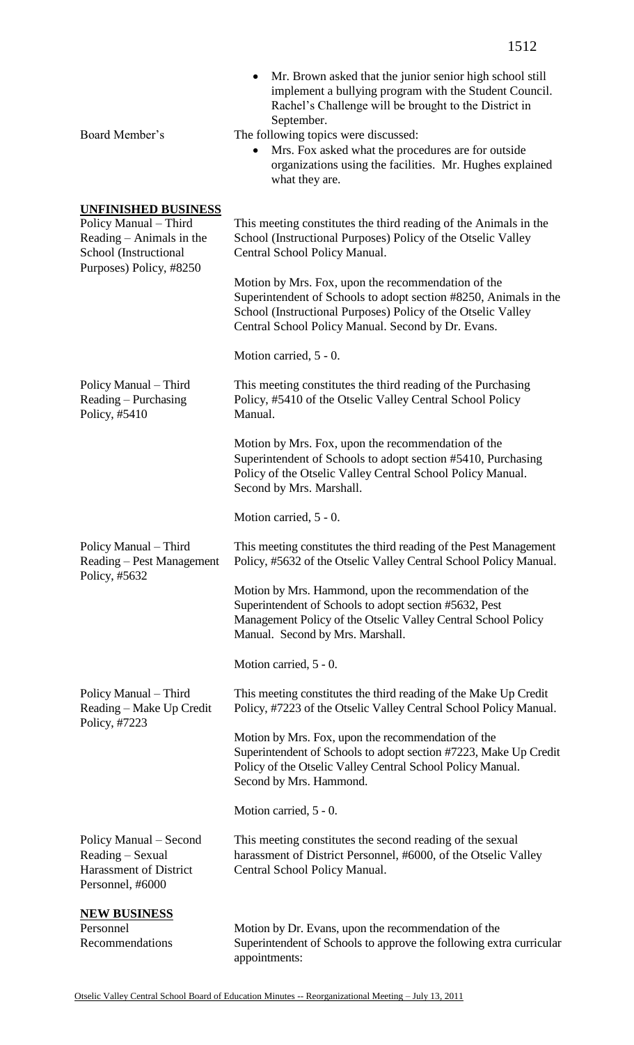- Mr. Brown asked that the junior senior high school still implement a bullying program with the Student Council. Rachel's Challenge will be brought to the District in September.

Board Member's

The following topics were discussed:

- Mrs. Fox asked what the procedures are for outside organizations using the facilities. Mr. Hughes explained what they are.

## UNFINISHED BUSINESS

**Policy Manual – Third Reading – Animals in the School (Instructional Purposes) Policy, #8250**

This meeting constitutes the third reading of the Animals in the School (Instructional Purposes) Policy of the Otselic Valley Central School Policy Manual.

Motion by Mrs. Fox, upon the recommendation of the Superintendent of Schools to adopt section #8250, Animals in the School (Instructional Purposes) Policy of the Otselic Valley Central School Policy Manual. Second by Dr. Evans.

Motion carried, 5 - 0.

**Policy Manual – Third Reading – Purchasing Policy, #5410**

This meeting constitutes the third reading of the Purchasing Policy, #5410 of the Otselic Valley Central School Policy Manual.

Motion by Mrs. Fox, upon the recommendation of the Superintendent of Schools to adopt section #5410, Purchasing Policy of the Otselic Valley Central School Policy Manual. Second by Mrs. Marshall.

Motion carried, 5 - 0.

**Policy Manual – Third Reading – Pest Management Policy, #5632**

This meeting constitutes the third reading of the Pest Management Policy, #5632 of the Otselic Valley Central School Policy Manual.

Motion by Mrs. Hammond, upon the recommendation of the Superintendent of Schools to adopt section #5632, Pest Management Policy of the Otselic Valley Central School Policy Manual. Second by Mrs. Marshall.

Motion carried, 5 - 0.

**Policy Manual – Third Reading – Make Up Credit Policy, #7223**

This meeting constitutes the third reading of the Make Up Credit Policy, #7223 of the Otselic Valley Central School Policy Manual.

Motion by Mrs. Fox, upon the recommendation of the Superintendent of Schools to adopt section #7223, Make Up Credit Policy of the Otselic Valley Central School Policy Manual. Second by Mrs. Hammond.

Motion carried, 5 - 0.

**Policy Manual – Second Reading – Sexual Harassment of District Personnel, #6000**

This meeting constitutes the second reading of the sexual harassment of District Personnel, #6000, of the Otselic Valley Central School Policy Manual.

## NEW BUSINESS

**Personnel Recommendations**

Motion by Dr. Evans, upon the recommendation of the Superintendent of Schools to approve the following extra curricular appointments: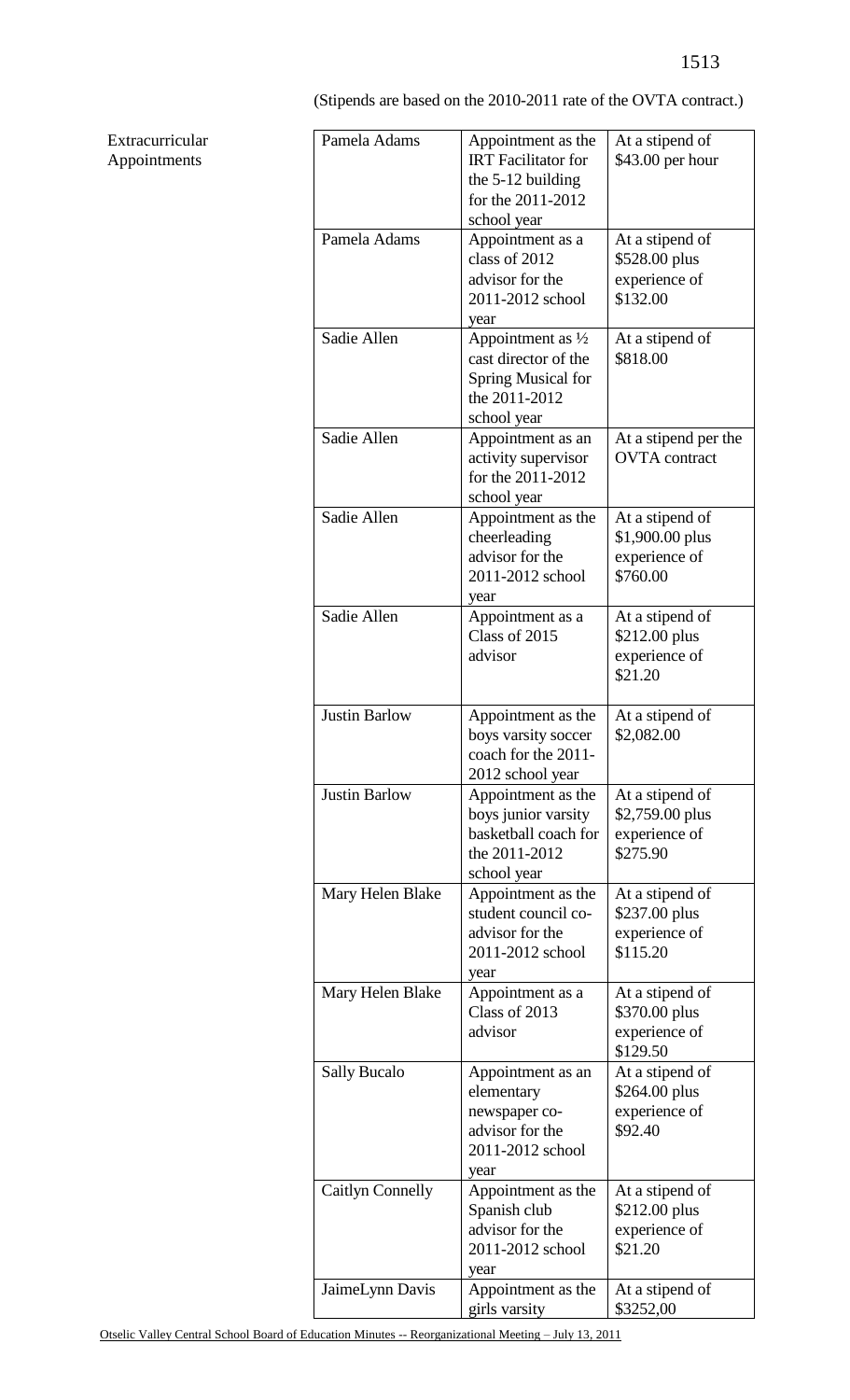(Stipends are based on the 2010-2011 rate of the OVTA contract.)

Extracurricular Appointments

| | | |
|---|---|---|
| Pamela Adams | Appointment as the IRT Facilitator for the 5-12 building for the 2011-2012 school year | At a stipend of $43.00 per hour |
| Pamela Adams | Appointment as a class of 2012 advisor for the 2011-2012 school year | At a stipend of $528.00 plus experience of $132.00 |
| Sadie Allen | Appointment as ½ cast director of the Spring Musical for the 2011-2012 school year | At a stipend of $818.00 |
| Sadie Allen | Appointment as an activity supervisor for the 2011-2012 school year | At a stipend per the OVTA contract |
| Sadie Allen | Appointment as the cheerleading advisor for the 2011-2012 school year | At a stipend of $1,900.00 plus experience of $760.00 |
| Sadie Allen | Appointment as a Class of 2015 advisor | At a stipend of $212.00 plus experience of $21.20 |
| Justin Barlow | Appointment as the boys varsity soccer coach for the 2011-2012 school year | At a stipend of $2,082.00 |
| Justin Barlow | Appointment as the boys junior varsity basketball coach for the 2011-2012 school year | At a stipend of $2,759.00 plus experience of $275.90 |
| Mary Helen Blake | Appointment as the student council co-advisor for the 2011-2012 school year | At a stipend of $237.00 plus experience of $115.20 |
| Mary Helen Blake | Appointment as a Class of 2013 advisor | At a stipend of $370.00 plus experience of $129.50 |
| Sally Bucalo | Appointment as an elementary newspaper co-advisor for the 2011-2012 school year | At a stipend of $264.00 plus experience of $92.40 |
| Caitlyn Connelly | Appointment as the Spanish club advisor for the 2011-2012 school year | At a stipend of $212.00 plus experience of $21.20 |
| JaimeLynn Davis | Appointment as the girls varsity | At a stipend of $3252,00 |

Otselic Valley Central School Board of Education Minutes -- Reorganizational Meeting – July 13, 2011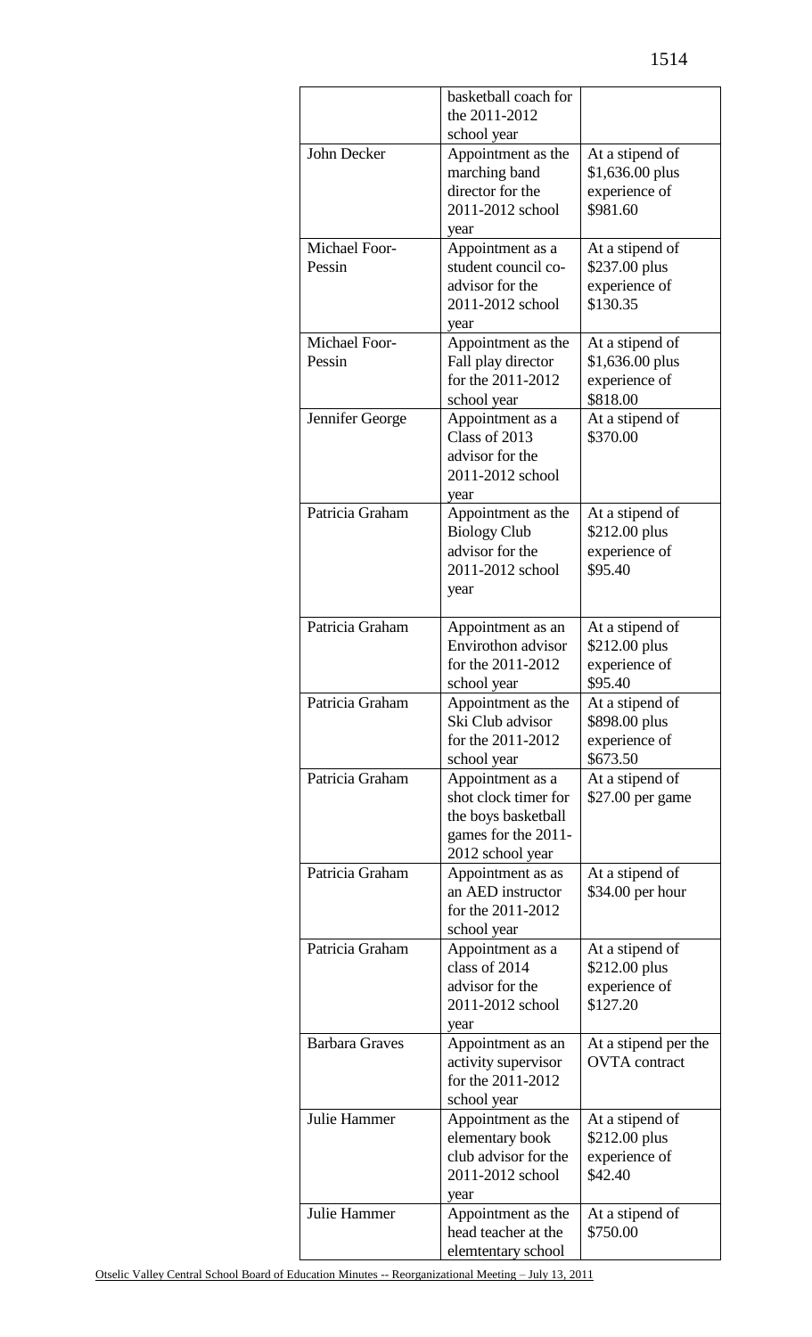|  |  |  |
|---|---|---|
|  | basketball coach for the 2011-2012 school year |  |
| John Decker | Appointment as the marching band director for the 2011-2012 school year | At a stipend of $1,636.00 plus experience of $981.60 |
| Michael Foor-Pessin | Appointment as a student council co-advisor for the 2011-2012 school year | At a stipend of $237.00 plus experience of $130.35 |
| Michael Foor-Pessin | Appointment as the Fall play director for the 2011-2012 school year | At a stipend of $1,636.00 plus experience of $818.00 |
| Jennifer George | Appointment as a Class of 2013 advisor for the 2011-2012 school year | At a stipend of $370.00 |
| Patricia Graham | Appointment as the Biology Club advisor for the 2011-2012 school year | At a stipend of $212.00 plus experience of $95.40 |
| Patricia Graham | Appointment as an Envirothon advisor for the 2011-2012 school year | At a stipend of $212.00 plus experience of $95.40 |
| Patricia Graham | Appointment as the Ski Club advisor for the 2011-2012 school year | At a stipend of $898.00 plus experience of $673.50 |
| Patricia Graham | Appointment as a shot clock timer for the boys basketball games for the 2011-2012 school year | At a stipend of $27.00 per game |
| Patricia Graham | Appointment as as an AED instructor for the 2011-2012 school year | At a stipend of $34.00 per hour |
| Patricia Graham | Appointment as a class of 2014 advisor for the 2011-2012 school year | At a stipend of $212.00 plus experience of $127.20 |
| Barbara Graves | Appointment as an activity supervisor for the 2011-2012 school year | At a stipend per the OVTA contract |
| Julie Hammer | Appointment as the elementary book club advisor for the 2011-2012 school year | At a stipend of $212.00 plus experience of $42.40 |
| Julie Hammer | Appointment as the head teacher at the elemtentary school | At a stipend of $750.00 |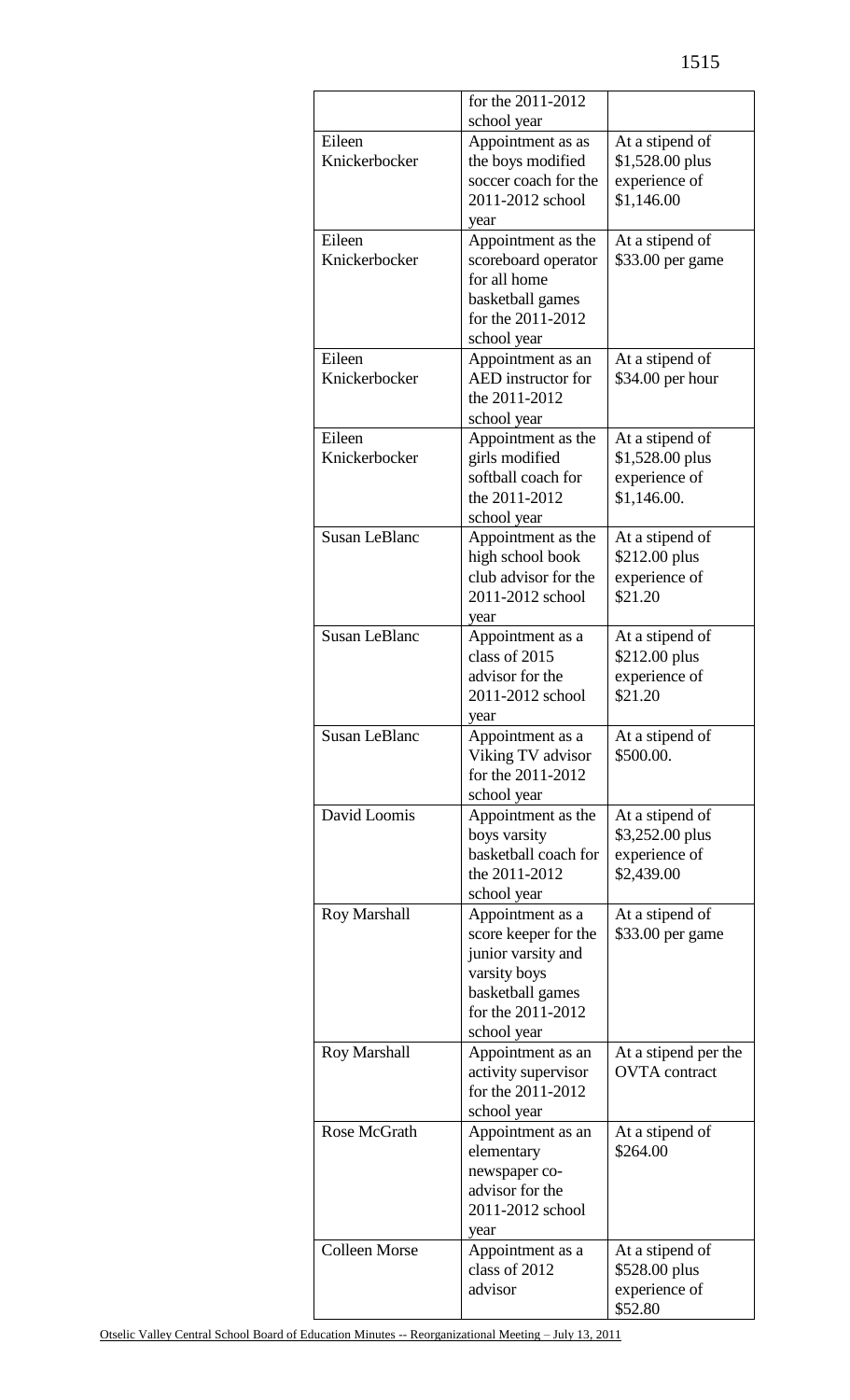| | | |
|---|---|---|
| | for the 2011-2012 school year | |
| Eileen Knickerbocker | Appointment as as the boys modified soccer coach for the 2011-2012 school year | At a stipend of $1,528.00 plus experience of $1,146.00 |
| Eileen Knickerbocker | Appointment as the scoreboard operator for all home basketball games for the 2011-2012 school year | At a stipend of $33.00 per game |
| Eileen Knickerbocker | Appointment as an AED instructor for the 2011-2012 school year | At a stipend of $34.00 per hour |
| Eileen Knickerbocker | Appointment as the girls modified softball coach for the 2011-2012 school year | At a stipend of $1,528.00 plus experience of $1,146.00. |
| Susan LeBlanc | Appointment as the high school book club advisor for the 2011-2012 school year | At a stipend of $212.00 plus experience of $21.20 |
| Susan LeBlanc | Appointment as a class of 2015 advisor for the 2011-2012 school year | At a stipend of $212.00 plus experience of $21.20 |
| Susan LeBlanc | Appointment as a Viking TV advisor for the 2011-2012 school year | At a stipend of $500.00. |
| David Loomis | Appointment as the boys varsity basketball coach for the 2011-2012 school year | At a stipend of $3,252.00 plus experience of $2,439.00 |
| Roy Marshall | Appointment as a score keeper for the junior varsity and varsity boys basketball games for the 2011-2012 school year | At a stipend of $33.00 per game |
| Roy Marshall | Appointment as an activity supervisor for the 2011-2012 school year | At a stipend per the OVTA contract |
| Rose McGrath | Appointment as an elementary newspaper co-advisor for the 2011-2012 school year | At a stipend of $264.00 |
| Colleen Morse | Appointment as a class of 2012 advisor | At a stipend of $528.00 plus experience of $52.80 |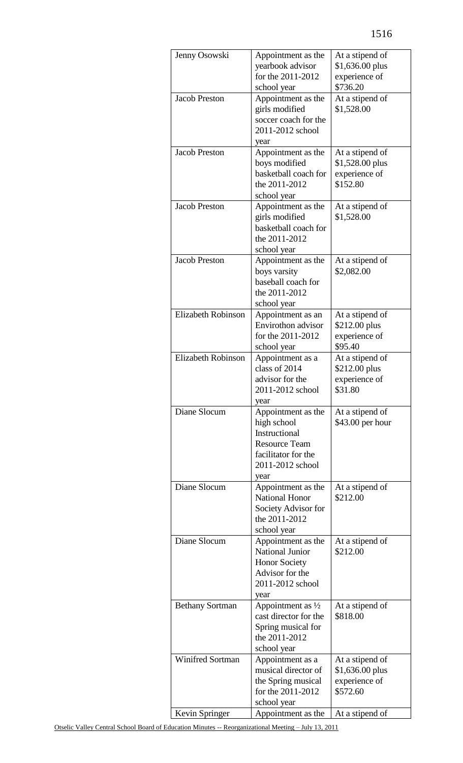| Jenny Osowski | Appointment as the yearbook advisor for the 2011-2012 school year | At a stipend of $1,636.00 plus experience of $736.20 |
|---|---|---|
| Jacob Preston | Appointment as the girls modified soccer coach for the 2011-2012 school year | At a stipend of $1,528.00 |
| Jacob Preston | Appointment as the boys modified basketball coach for the 2011-2012 school year | At a stipend of $1,528.00 plus experience of $152.80 |
| Jacob Preston | Appointment as the girls modified basketball coach for the 2011-2012 school year | At a stipend of $1,528.00 |
| Jacob Preston | Appointment as the boys varsity baseball coach for the 2011-2012 school year | At a stipend of $2,082.00 |
| Elizabeth Robinson | Appointment as an Envirothon advisor for the 2011-2012 school year | At a stipend of $212.00 plus experience of $95.40 |
| Elizabeth Robinson | Appointment as a class of 2014 advisor for the 2011-2012 school year | At a stipend of $212.00 plus experience of $31.80 |
| Diane Slocum | Appointment as the high school Instructional Resource Team facilitator for the 2011-2012 school year | At a stipend of $43.00 per hour |
| Diane Slocum | Appointment as the National Honor Society Advisor for the 2011-2012 school year | At a stipend of $212.00 |
| Diane Slocum | Appointment as the National Junior Honor Society Advisor for the 2011-2012 school year | At a stipend of $212.00 |
| Bethany Sortman | Appointment as ½ cast director for the Spring musical for the 2011-2012 school year | At a stipend of $818.00 |
| Winifred Sortman | Appointment as a musical director of the Spring musical for the 2011-2012 school year | At a stipend of $1,636.00 plus experience of $572.60 |
| Kevin Springer | Appointment as the | At a stipend of |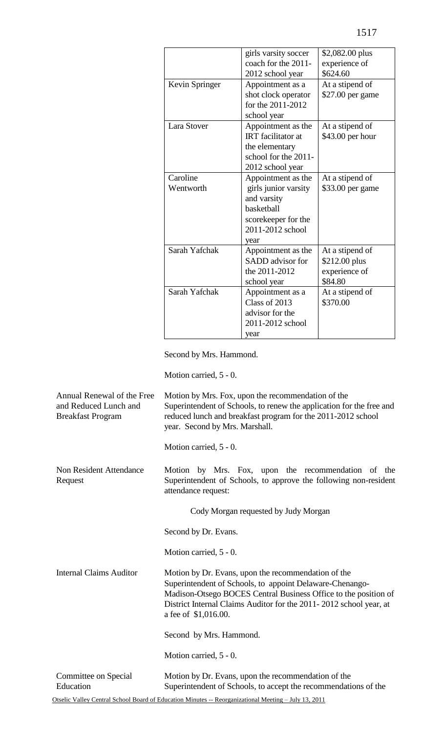| | | |
|---|---|---|
| | girls varsity soccer coach for the 2011-2012 school year | $2,082.00 plus experience of $624.60 |
| Kevin Springer | Appointment as a shot clock operator for the 2011-2012 school year | At a stipend of $27.00 per game |
| Lara Stover | Appointment as the IRT facilitator at the elementary school for the 2011-2012 school year | At a stipend of $43.00 per hour |
| Caroline Wentworth | Appointment as the girls junior varsity and varsity basketball scorekeeper for the 2011-2012 school year | At a stipend of $33.00 per game |
| Sarah Yafchak | Appointment as the SADD advisor for the 2011-2012 school year | At a stipend of $212.00 plus experience of $84.80 |
| Sarah Yafchak | Appointment as a Class of 2013 advisor for the 2011-2012 school year | At a stipend of $370.00 |

Second by Mrs. Hammond.

Motion carried, 5 - 0.

**Annual Renewal of the Free and Reduced Lunch and Breakfast Program**

Motion by Mrs. Fox, upon the recommendation of the Superintendent of Schools, to renew the application for the free and reduced lunch and breakfast program for the 2011-2012 school year. Second by Mrs. Marshall.

Motion carried, 5 - 0.

**Non Resident Attendance Request**

Motion by Mrs. Fox, upon the recommendation of the Superintendent of Schools, to approve the following non-resident attendance request:

Cody Morgan requested by Judy Morgan

Second by Dr. Evans.

Motion carried, 5 - 0.

**Internal Claims Auditor**

Motion by Dr. Evans, upon the recommendation of the Superintendent of Schools, to appoint Delaware-Chenango-Madison-Otsego BOCES Central Business Office to the position of District Internal Claims Auditor for the 2011- 2012 school year, at a fee of $1,016.00.

Second by Mrs. Hammond.

Motion carried, 5 - 0.

**Committee on Special Education**

Motion by Dr. Evans, upon the recommendation of the Superintendent of Schools, to accept the recommendations of the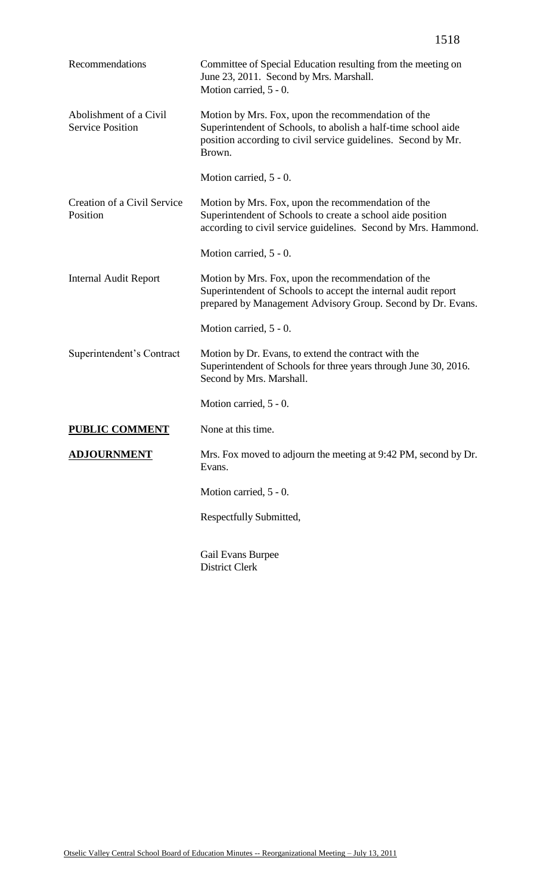| | |
|---|---|
| Recommendations | Committee of Special Education resulting from the meeting on June 23, 2011. Second by Mrs. Marshall.<br>Motion carried, 5 - 0. |
| Abolishment of a Civil Service Position | Motion by Mrs. Fox, upon the recommendation of the Superintendent of Schools, to abolish a half-time school aide position according to civil service guidelines. Second by Mr. Brown.<br><br>Motion carried, 5 - 0. |
| Creation of a Civil Service Position | Motion by Mrs. Fox, upon the recommendation of the Superintendent of Schools to create a school aide position according to civil service guidelines. Second by Mrs. Hammond.<br><br>Motion carried, 5 - 0. |
| Internal Audit Report | Motion by Mrs. Fox, upon the recommendation of the Superintendent of Schools to accept the internal audit report prepared by Management Advisory Group. Second by Dr. Evans.<br><br>Motion carried, 5 - 0. |
| Superintendent's Contract | Motion by Dr. Evans, to extend the contract with the Superintendent of Schools for three years through June 30, 2016. Second by Mrs. Marshall.<br><br>Motion carried, 5 - 0. |
| **PUBLIC COMMENT** | None at this time. |
| **ADJOURNMENT** | Mrs. Fox moved to adjourn the meeting at 9:42 PM, second by Dr. Evans.<br><br>Motion carried, 5 - 0. |

Respectfully Submitted,

Gail Evans Burpee
District Clerk